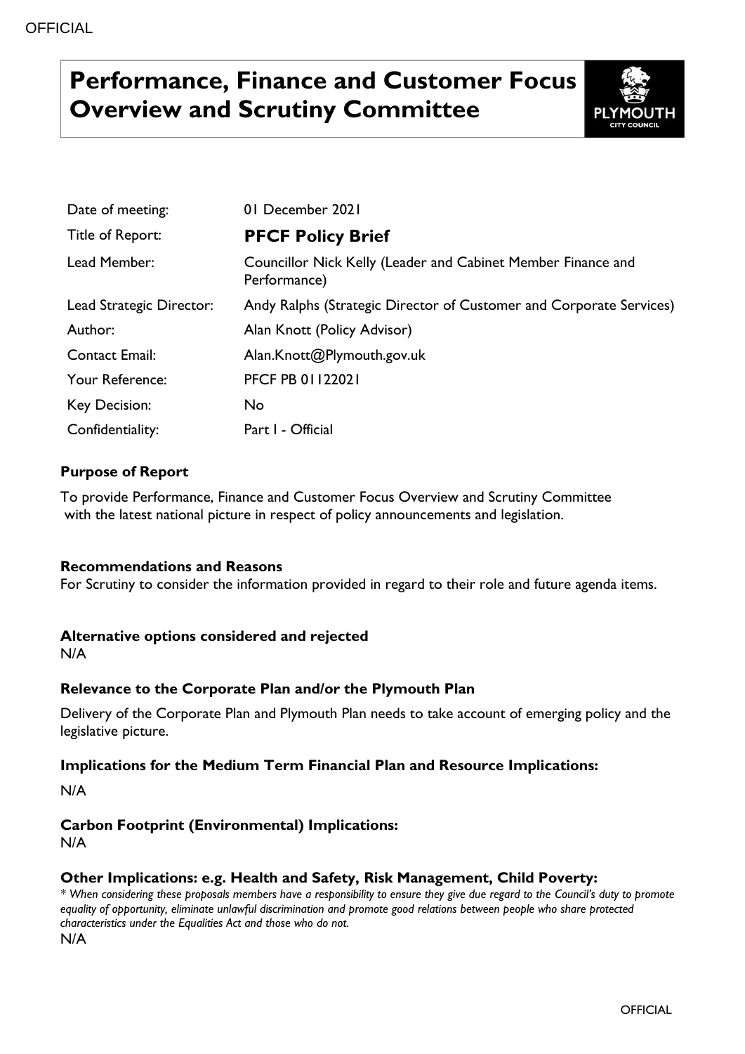# Performance, Finance and Customer Focus Overview and Scrutiny Committee

| | |
|---|---|
| Date of meeting: | 01 December 2021 |
| Title of Report: | **PFCF Policy Brief** |
| Lead Member: | Councillor Nick Kelly (Leader and Cabinet Member Finance and Performance) |
| Lead Strategic Director: | Andy Ralphs (Strategic Director of Customer and Corporate Services) |
| Author: | Alan Knott (Policy Advisor) |
| Contact Email: | Alan.Knott@Plymouth.gov.uk |
| Your Reference: | PFCF PB 01122021 |
| Key Decision: | No |
| Confidentiality: | Part I - Official |

**Purpose of Report**

To provide Performance, Finance and Customer Focus Overview and Scrutiny Committee with the latest national picture in respect of policy announcements and legislation.

**Recommendations and Reasons**

For Scrutiny to consider the information provided in regard to their role and future agenda items.

**Alternative options considered and rejected**

N/A

**Relevance to the Corporate Plan and/or the Plymouth Plan**

Delivery of the Corporate Plan and Plymouth Plan needs to take account of emerging policy and the legislative picture.

**Implications for the Medium Term Financial Plan and Resource Implications:**

N/A

**Carbon Footprint (Environmental) Implications:**

N/A

**Other Implications: e.g. Health and Safety, Risk Management, Child Poverty:**

*\* When considering these proposals members have a responsibility to ensure they give due regard to the Council's duty to promote equality of opportunity, eliminate unlawful discrimination and promote good relations between people who share protected characteristics under the Equalities Act and those who do not.*

N/A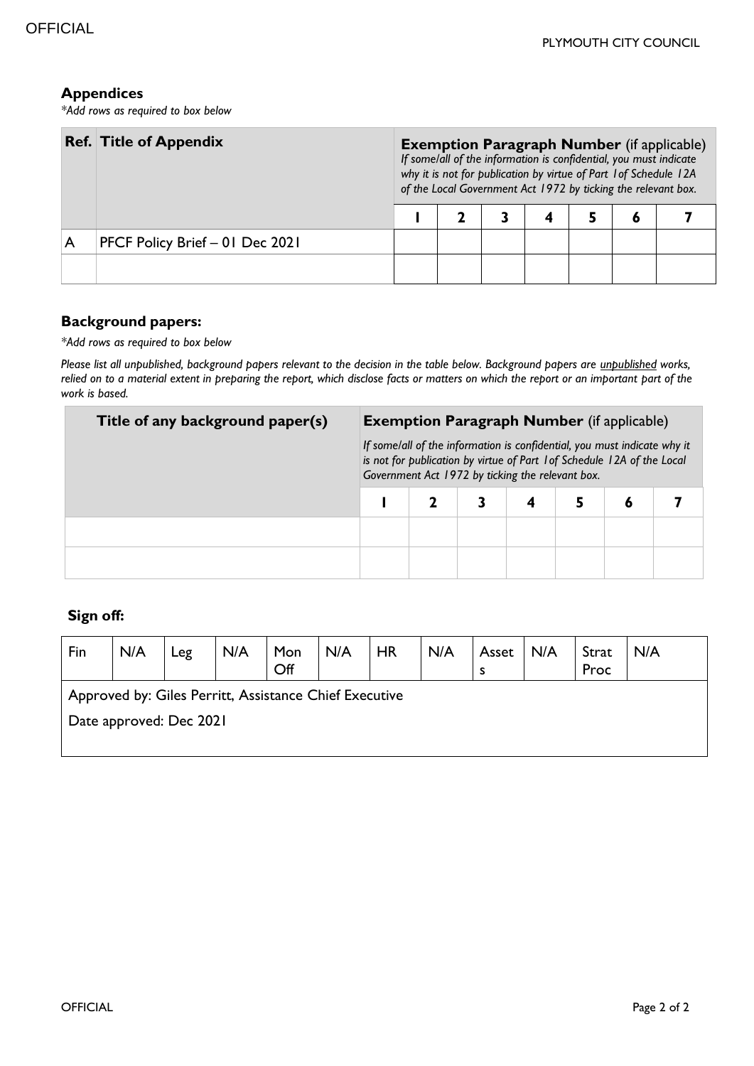## Appendices

*\*Add rows as required to box below*

| Ref. | Title of Appendix | **Exemption Paragraph Number** (if applicable) *If some/all of the information is confidential, you must indicate why it is not for publication by virtue of Part 1of Schedule 12A of the Local Government Act 1972 by ticking the relevant box.* | | | | | | |
|---|---|---|---|---|---|---|---|---|
| | | 1 | 2 | 3 | 4 | 5 | 6 | 7 |
| A | PFCF Policy Brief – 01 Dec 2021 | | | | | | | |
| | | | | | | | | |

## Background papers:

*\*Add rows as required to box below*

*Please list all unpublished, background papers relevant to the decision in the table below. Background papers are unpublished works, relied on to a material extent in preparing the report, which disclose facts or matters on which the report or an important part of the work is based.*

| Title of any background paper(s) | **Exemption Paragraph Number** (if applicable) *If some/all of the information is confidential, you must indicate why it is not for publication by virtue of Part 1of Schedule 12A of the Local Government Act 1972 by ticking the relevant box.* | | | | | | |
|---|---|---|---|---|---|---|---|
| | 1 | 2 | 3 | 4 | 5 | 6 | 7 |
| | | | | | | | |
| | | | | | | | |

## Sign off:

| Fin | N/A | Leg | N/A | Mon Off | N/A | HR | N/A | Assets | N/A | Strat Proc | N/A |
|---|---|---|---|---|---|---|---|---|---|---|---|

Approved by: Giles Perritt, Assistance Chief Executive

Date approved: Dec 2021